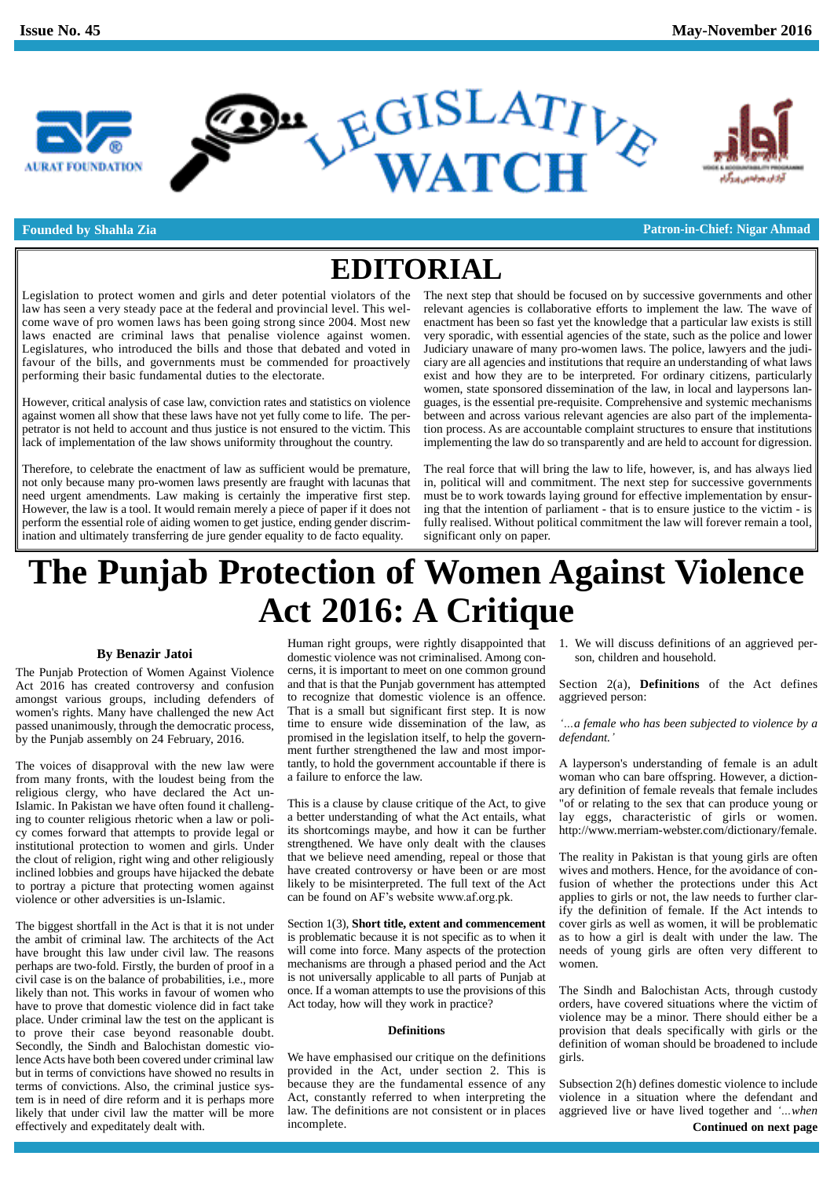Issue No. 45 | May-November 2016

AURAT FOUNDATION

# LEGISLATIVE WATCH

Founded by Shahla Zia | Patron-in-Chief: Nigar Ahmad

## EDITORIAL

Legislation to protect women and girls and deter potential violators of the law has seen a very steady pace at the federal and provincial level. This welcome wave of pro women laws has been going strong since 2004. Most new laws enacted are criminal laws that penalise violence against women. Legislatures, who introduced the bills and those that debated and voted in favour of the bills, and governments must be commended for proactively performing their basic fundamental duties to the electorate.

However, critical analysis of case law, conviction rates and statistics on violence against women all show that these laws have not yet fully come to life. The perpetrator is not held to account and thus justice is not ensured to the victim. This lack of implementation of the law shows uniformity throughout the country.

Therefore, to celebrate the enactment of law as sufficient would be premature, not only because many pro-women laws presently are fraught with lacunas that need urgent amendments. Law making is certainly the imperative first step. However, the law is a tool. It would remain merely a piece of paper if it does not perform the essential role of aiding women to get justice, ending gender discrimination and ultimately transferring de jure gender equality to de facto equality.

The next step that should be focused on by successive governments and other relevant agencies is collaborative efforts to implement the law. The wave of enactment has been so fast yet the knowledge that a particular law exists is still very sporadic, with essential agencies of the state, such as the police and lower Judiciary unaware of many pro-women laws. The police, lawyers and the judiciary are all agencies and institutions that require an understanding of what laws exist and how they are to be interpreted. For ordinary citizens, particularly women, state sponsored dissemination of the law, in local and laypersons languages, is the essential pre-requisite. Comprehensive and systemic mechanisms between and across various relevant agencies are also part of the implementation process. As are accountable complaint structures to ensure that institutions implementing the law do so transparently and are held to account for digression.

The real force that will bring the law to life, however, is, and has always lied in, political will and commitment. The next step for successive governments must be to work towards laying ground for effective implementation by ensuring that the intention of parliament - that is to ensure justice to the victim - is fully realised. Without political commitment the law will forever remain a tool, significant only on paper.

# The Punjab Protection of Women Against Violence Act 2016: A Critique

**By Benazir Jatoi**

The Punjab Protection of Women Against Violence Act 2016 has created controversy and confusion amongst various groups, including defenders of women's rights. Many have challenged the new Act passed unanimously, through the democratic process, by the Punjab assembly on 24 February, 2016.

The voices of disapproval with the new law were from many fronts, with the loudest being from the religious clergy, who have declared the Act un-Islamic. In Pakistan we have often found it challenging to counter religious rhetoric when a law or policy comes forward that attempts to provide legal or institutional protection to women and girls. Under the clout of religion, right wing and other religiously inclined lobbies and groups have hijacked the debate to portray a picture that protecting women against violence or other adversities is un-Islamic.

The biggest shortfall in the Act is that it is not under the ambit of criminal law. The architects of the Act have brought this law under civil law. The reasons perhaps are two-fold. Firstly, the burden of proof in a civil case is on the balance of probabilities, i.e., more likely than not. This works in favour of women who have to prove that domestic violence did in fact take place. Under criminal law the test on the applicant is to prove their case beyond reasonable doubt. Secondly, the Sindh and Balochistan domestic violence Acts have both been covered under criminal law but in terms of convictions have showed no results in terms of convictions. Also, the criminal justice system is in need of dire reform and it is perhaps more likely that under civil law the matter will be more effectively and expeditately dealt with.

Human right groups, were rightly disappointed that domestic violence was not criminalised. Among concerns, it is important to meet on one common ground and that is that the Punjab government has attempted to recognize that domestic violence is an offence. That is a small but significant first step. It is now time to ensure wide dissemination of the law, as promised in the legislation itself, to help the government further strengthened the law and most importantly, to hold the government accountable if there is a failure to enforce the law.

This is a clause by clause critique of the Act, to give a better understanding of what the Act entails, what its shortcomings maybe, and how it can be further strengthened. We have only dealt with the clauses that we believe need amending, repeal or those that have created controversy or have been or are most likely to be misinterpreted. The full text of the Act can be found on AF's website www.af.org.pk.

Section 1(3), **Short title, extent and commencement** is problematic because it is not specific as to when it will come into force. Many aspects of the protection mechanisms are through a phased period and the Act is not universally applicable to all parts of Punjab at once. If a woman attempts to use the provisions of this Act today, how will they work in practice?

### Definitions

We have emphasised our critique on the definitions provided in the Act, under section 2. This is because they are the fundamental essence of any Act, constantly referred to when interpreting the law. The definitions are not consistent or in places incomplete.

1. We will discuss definitions of an aggrieved person, children and household.

Section 2(a), **Definitions** of the Act defines aggrieved person:

*'...a female who has been subjected to violence by a defendant.'*

A layperson's understanding of female is an adult woman who can bare offspring. However, a dictionary definition of female reveals that female includes "of or relating to the sex that can produce young or lay eggs, characteristic of girls or women. http://www.merriam-webster.com/dictionary/female.

The reality in Pakistan is that young girls are often wives and mothers. Hence, for the avoidance of confusion of whether the protections under this Act applies to girls or not, the law needs to further clarify the definition of female. If the Act intends to cover girls as well as women, it will be problematic as to how a girl is dealt with under the law. The needs of young girls are often very different to women.

The Sindh and Balochistan Acts, through custody orders, have covered situations where the victim of violence may be a minor. There should either be a provision that deals specifically with girls or the definition of woman should be broadened to include girls.

Subsection 2(h) defines domestic violence to include violence in a situation where the defendant and aggrieved live or have lived together and *'...when*

**Continued on next page**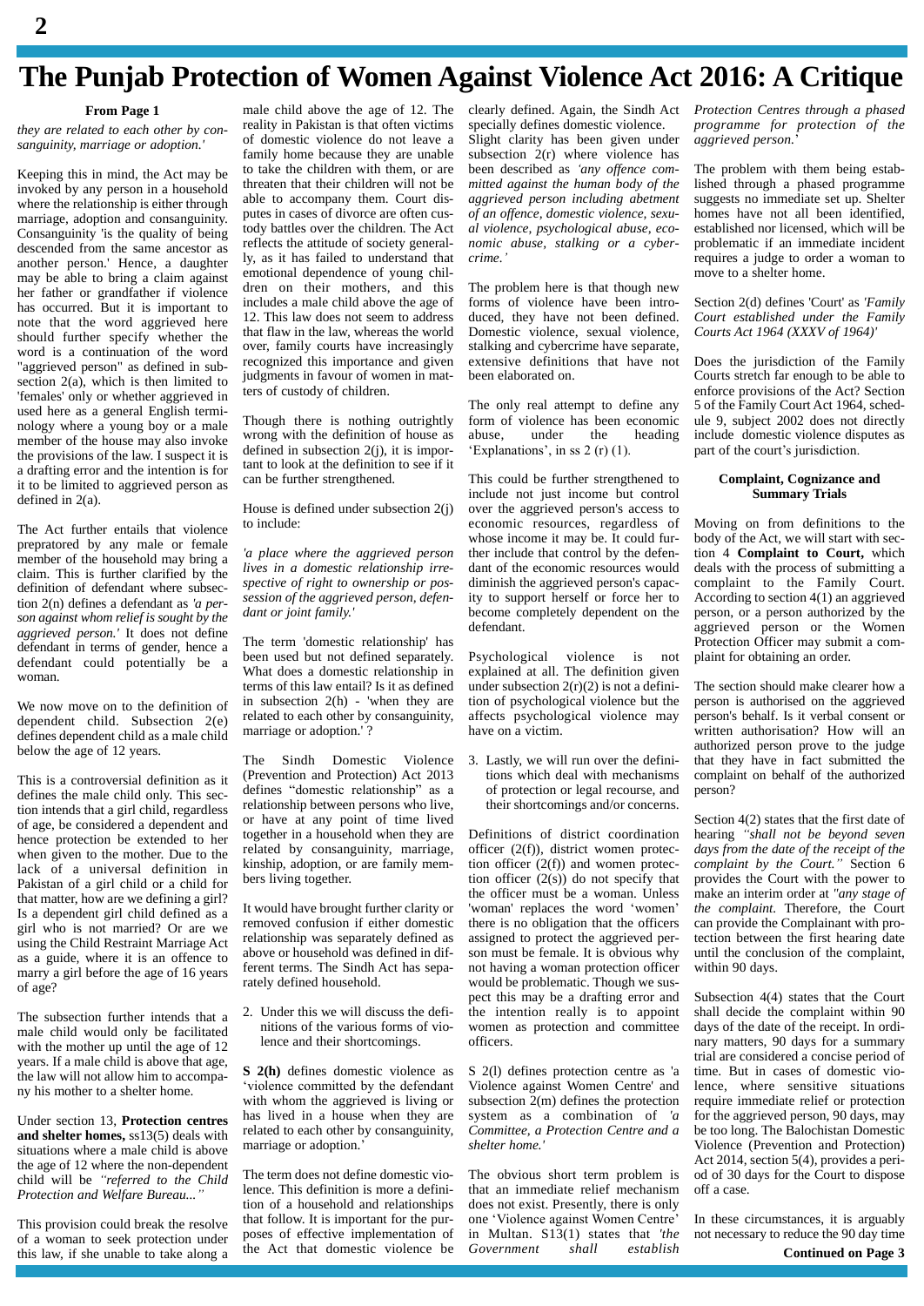# The Punjab Protection of Women Against Violence Act 2016: A Critique

**From Page 1**

*they are related to each other by consanguinity, marriage or adoption.'*

Keeping this in mind, the Act may be invoked by any person in a household where the relationship is either through marriage, adoption and consanguinity. Consanguinity 'is the quality of being descended from the same ancestor as another person.' Hence, a daughter may be able to bring a claim against her father or grandfather if violence has occurred. But it is important to note that the word aggrieved here should further specify whether the word is a continuation of the word "aggrieved person" as defined in subsection 2(a), which is then limited to 'females' only or whether aggrieved in used here as a general English terminology where a young boy or a male member of the house may also invoke the provisions of the law. I suspect it is a drafting error and the intention is for it to be limited to aggrieved person as defined in 2(a).

The Act further entails that violence prepratored by any male or female member of the household may bring a claim. This is further clarified by the definition of defendant where subsection 2(n) defines a defendant as *'a person against whom relief is sought by the aggrieved person.'* It does not define defendant in terms of gender, hence a defendant could potentially be a woman.

We now move on to the definition of dependent child. Subsection 2(e) defines dependent child as a male child below the age of 12 years.

This is a controversial definition as it defines the male child only. This section intends that a girl child, regardless of age, be considered a dependent and hence protection be extended to her when given to the mother. Due to the lack of a universal definition in Pakistan of a girl child or a child for that matter, how are we defining a girl? Is a dependent girl child defined as a girl who is not married? Or are we using the Child Restraint Marriage Act as a guide, where it is an offence to marry a girl before the age of 16 years of age?

The subsection further intends that a male child would only be facilitated with the mother up until the age of 12 years. If a male child is above that age, the law will not allow him to accompany his mother to a shelter home.

Under section 13, **Protection centres and shelter homes,** ss13(5) deals with situations where a male child is above the age of 12 where the non-dependent child will be *"referred to the Child Protection and Welfare Bureau..."*

This provision could break the resolve of a woman to seek protection under this law, if she unable to take along a male child above the age of 12. The reality in Pakistan is that often victims of domestic violence do not leave a family home because they are unable to take the children with them, or are threaten that their children will not be able to accompany them. Court disputes in cases of divorce are often custody battles over the children. The Act reflects the attitude of society generally, as it has failed to understand that emotional dependence of young children on their mothers, and this includes a male child above the age of 12. This law does not seem to address that flaw in the law, whereas the world over, family courts have increasingly recognized this importance and given judgments in favour of women in matters of custody of children.

Though there is nothing outrightly wrong with the definition of house as defined in subsection 2(j), it is important to look at the definition to see if it can be further strengthened.

House is defined under subsection 2(j) to include:

*'a place where the aggrieved person lives in a domestic relationship irrespective of right to ownership or possession of the aggrieved person, defendant or joint family.'*

The term 'domestic relationship' has been used but not defined separately. What does a domestic relationship in terms of this law entail? Is it as defined in subsection 2(h) - 'when they are related to each other by consanguinity, marriage or adoption.' ?

The Sindh Domestic Violence (Prevention and Protection) Act 2013 defines "domestic relationship" as a relationship between persons who live, or have at any point of time lived together in a household when they are related by consanguinity, marriage, kinship, adoption, or are family members living together.

It would have brought further clarity or removed confusion if either domestic relationship was separately defined as above or household was defined in different terms. The Sindh Act has separately defined household.

2. Under this we will discuss the definitions of the various forms of violence and their shortcomings.

**S 2(h)** defines domestic violence as 'violence committed by the defendant with whom the aggrieved is living or has lived in a house when they are related to each other by consanguinity, marriage or adoption.'

The term does not define domestic violence. This definition is more a definition of a household and relationships that follow. It is important for the purposes of effective implementation of the Act that domestic violence be clearly defined. Again, the Sindh Act specially defines domestic violence.

Slight clarity has been given under subsection 2(r) where violence has been described as *'any offence committed against the human body of the aggrieved person including abetment of an offence, domestic violence, sexual violence, psychological abuse, economic abuse, stalking or a cyber-crime.'*

The problem here is that though new forms of violence have been introduced, they have not been defined. Domestic violence, sexual violence, stalking and cybercrime have separate, extensive definitions that have not been elaborated on.

The only real attempt to define any form of violence has been economic abuse, under the heading 'Explanations', in ss 2 (r) (1).

This could be further strengthened to include not just income but control over the aggrieved person's access to economic resources, regardless of whose income it may be. It could further include that control by the defendant of the economic resources would diminish the aggrieved person's capacity to support herself or force her to become completely dependent on the defendant.

Psychological violence is not explained at all. The definition given under subsection 2(r)(2) is not a definition of psychological violence but the affects psychological violence may have on a victim.

3. Lastly, we will run over the definitions which deal with mechanisms of protection or legal recourse, and their shortcomings and/or concerns.

Definitions of district coordination officer (2(f)), district women protection officer (2(f)) and women protection officer (2(s)) do not specify that the officer must be a woman. Unless 'woman' replaces the word 'women' there is no obligation that the officers assigned to protect the aggrieved person must be female. It is obvious why not having a woman protection officer would be problematic. Though we suspect this may be a drafting error and the intention really is to appoint women as protection and committee officers.

S 2(l) defines protection centre as 'a Violence against Women Centre' and subsection 2(m) defines the protection system as a combination of *'a Committee, a Protection Centre and a shelter home.'*

The obvious short term problem is that an immediate relief mechanism does not exist. Presently, there is only one 'Violence against Women Centre' in Multan. S13(1) states that *'the Government shall establish Protection Centres through a phased programme for protection of the aggrieved person.*'

The problem with them being established through a phased programme suggests no immediate set up. Shelter homes have not all been identified, established nor licensed, which will be problematic if an immediate incident requires a judge to order a woman to move to a shelter home.

Section 2(d) defines 'Court' as *'Family Court established under the Family Courts Act 1964 (XXXV of 1964)'*

Does the jurisdiction of the Family Courts stretch far enough to be able to enforce provisions of the Act? Section 5 of the Family Court Act 1964, schedule 9, subject 2002 does not directly include domestic violence disputes as part of the court's jurisdiction.

### Complaint, Cognizance and Summary Trials

Moving on from definitions to the body of the Act, we will start with section 4 **Complaint to Court,** which deals with the process of submitting a complaint to the Family Court. According to section 4(1) an aggrieved person, or a person authorized by the aggrieved person or the Women Protection Officer may submit a complaint for obtaining an order.

The section should make clearer how a person is authorised on the aggrieved person's behalf. Is it verbal consent or written authorisation? How will an authorized person prove to the judge that they have in fact submitted the complaint on behalf of the authorized person?

Section 4(2) states that the first date of hearing *"shall not be beyond seven days from the date of the receipt of the complaint by the Court."* Section 6 provides the Court with the power to make an interim order at *"any stage of the complaint.* Therefore, the Court can provide the Complainant with protection between the first hearing date until the conclusion of the complaint, within 90 days.

Subsection 4(4) states that the Court shall decide the complaint within 90 days of the date of the receipt. In ordinary matters, 90 days for a summary trial are considered a concise period of time. But in cases of domestic violence, where sensitive situations require immediate relief or protection for the aggrieved person, 90 days, may be too long. The Balochistan Domestic Violence (Prevention and Protection) Act 2014, section 5(4), provides a period of 30 days for the Court to dispose off a case.

In these circumstances, it is arguably not necessary to reduce the 90 day time

**Continued on Page 3**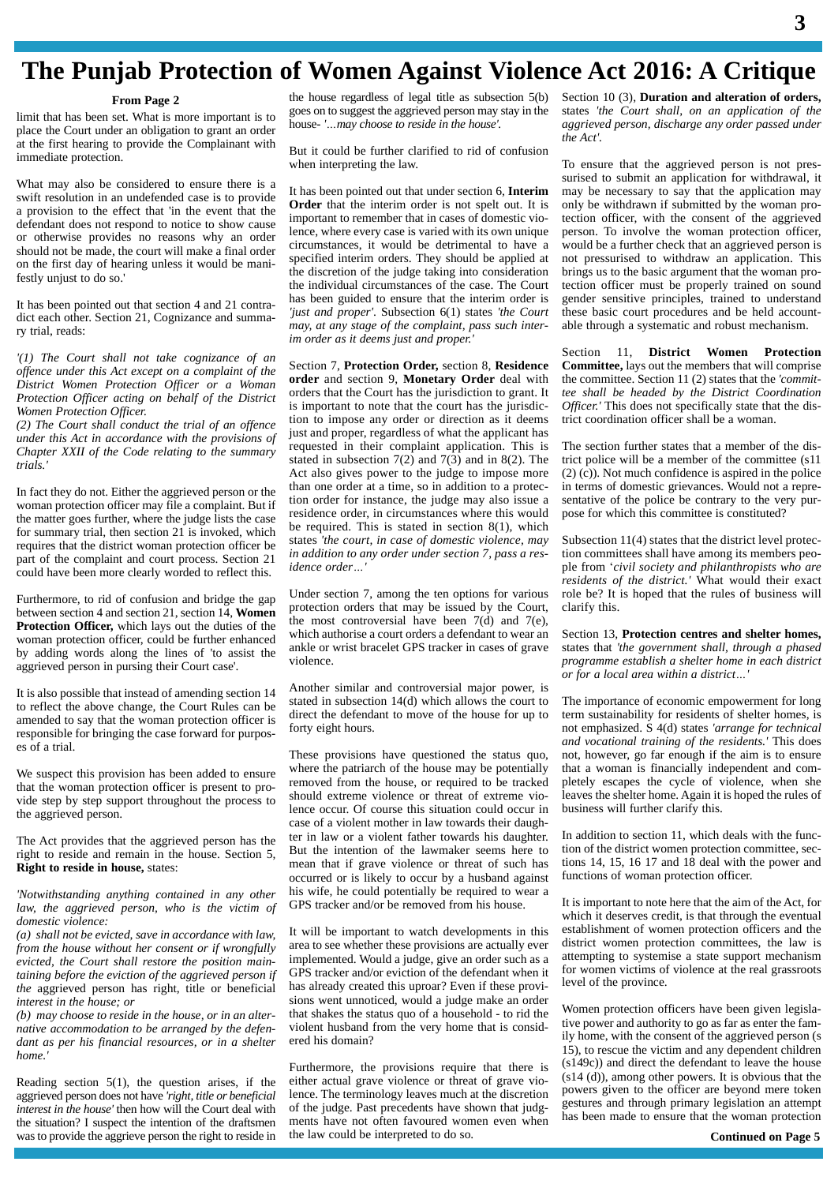# The Punjab Protection of Women Against Violence Act 2016: A Critique

**From Page 2**

limit that has been set. What is more important is to place the Court under an obligation to grant an order at the first hearing to provide the Complainant with immediate protection.

What may also be considered to ensure there is a swift resolution in an undefended case is to provide a provision to the effect that 'in the event that the defendant does not respond to notice to show cause or otherwise provides no reasons why an order should not be made, the court will make a final order on the first day of hearing unless it would be manifestly unjust to do so.'

It has been pointed out that section 4 and 21 contradict each other. Section 21, Cognizance and summary trial, reads:

*'(1) The Court shall not take cognizance of an offence under this Act except on a complaint of the District Women Protection Officer or a Woman Protection Officer acting on behalf of the District Women Protection Officer.*

*(2) The Court shall conduct the trial of an offence under this Act in accordance with the provisions of Chapter XXII of the Code relating to the summary trials.'*

In fact they do not. Either the aggrieved person or the woman protection officer may file a complaint. But if the matter goes further, where the judge lists the case for summary trial, then section 21 is invoked, which requires that the district woman protection officer be part of the complaint and court process. Section 21 could have been more clearly worded to reflect this.

Furthermore, to rid of confusion and bridge the gap between section 4 and section 21, section 14, **Women Protection Officer,** which lays out the duties of the woman protection officer, could be further enhanced by adding words along the lines of 'to assist the aggrieved person in pursuing their Court case'.

It is also possible that instead of amending section 14 to reflect the above change, the Court Rules can be amended to say that the woman protection officer is responsible for bringing the case forward for purposes of a trial.

We suspect this provision has been added to ensure that the woman protection officer is present to provide step by step support throughout the process to the aggrieved person.

The Act provides that the aggrieved person has the right to reside and remain in the house. Section 5, **Right to reside in house,** states:

*'Notwithstanding anything contained in any other law, the aggrieved person, who is the victim of domestic violence:*

*(a) shall not be evicted, save in accordance with law, from the house without her consent or if wrongfully evicted, the Court shall restore the position maintaining before the eviction of the aggrieved person if the* aggrieved person has right, title or beneficial *interest in the house; or*

*(b) may choose to reside in the house, or in an alternative accommodation to be arranged by the defendant as per his financial resources, or in a shelter home.'*

Reading section 5(1), the question arises, if the aggrieved person does not have *'right, title or beneficial interest in the house'* then how will the Court deal with the situation? I suspect the intention of the draftsmen was to provide the aggrieve person the right to reside in the house regardless of legal title as subsection 5(b) goes on to suggest the aggrieved person may stay in the house- *'...may choose to reside in the house'*.

But it could be further clarified to rid of confusion when interpreting the law.

It has been pointed out that under section 6, **Interim Order** that the interim order is not spelt out. It is important to remember that in cases of domestic violence, where every case is varied with its own unique circumstances, it would be detrimental to have a specified interim orders. They should be applied at the discretion of the judge taking into consideration the individual circumstances of the case. The Court has been guided to ensure that the interim order is *'just and proper'*. Subsection 6(1) states *'the Court may, at any stage of the complaint, pass such interim order as it deems just and proper.'*

Section 7, **Protection Order,** section 8, **Residence order** and section 9, **Monetary Order** deal with orders that the Court has the jurisdiction to grant. It is important to note that the court has the jurisdiction to impose any order or direction as it deems just and proper, regardless of what the applicant has requested in their complaint application. This is stated in subsection 7(2) and 7(3) and in 8(2). The Act also gives power to the judge to impose more than one order at a time, so in addition to a protection order for instance, the judge may also issue a residence order, in circumstances where this would be required. This is stated in section 8(1), which states *'the court, in case of domestic violence, may in addition to any order under section 7, pass a residence order…'*

Under section 7, among the ten options for various protection orders that may be issued by the Court, the most controversial have been 7(d) and 7(e), which authorise a court orders a defendant to wear an ankle or wrist bracelet GPS tracker in cases of grave violence.

Another similar and controversial major power, is stated in subsection 14(d) which allows the court to direct the defendant to move of the house for up to forty eight hours.

These provisions have questioned the status quo, where the patriarch of the house may be potentially removed from the house, or required to be tracked should extreme violence or threat of extreme violence occur. Of course this situation could occur in case of a violent mother in law towards their daughter in law or a violent father towards his daughter. But the intention of the lawmaker seems here to mean that if grave violence or threat of such has occurred or is likely to occur by a husband against his wife, he could potentially be required to wear a GPS tracker and/or be removed from his house.

It will be important to watch developments in this area to see whether these provisions are actually ever implemented. Would a judge, give an order such as a GPS tracker and/or eviction of the defendant when it has already created this uproar? Even if these provisions went unnoticed, would a judge make an order that shakes the status quo of a household - to rid the violent husband from the very home that is considered his domain?

Furthermore, the provisions require that there is either actual grave violence or threat of grave violence. The terminology leaves much at the discretion of the judge. Past precedents have shown that judgments have not often favoured women even when the law could be interpreted to do so.

Section 10 (3), **Duration and alteration of orders,** states *'the Court shall, on an application of the aggrieved person, discharge any order passed under the Act'.*

To ensure that the aggrieved person is not pressurised to submit an application for withdrawal, it may be necessary to say that the application may only be withdrawn if submitted by the woman protection officer, with the consent of the aggrieved person. To involve the woman protection officer, would be a further check that an aggrieved person is not pressurised to withdraw an application. This brings us to the basic argument that the woman protection officer must be properly trained on sound gender sensitive principles, trained to understand these basic court procedures and be held accountable through a systematic and robust mechanism.

Section 11, **District Women Protection Committee,** lays out the members that will comprise the committee. Section 11 (2) states that the *'committee shall be headed by the District Coordination Officer.'* This does not specifically state that the district coordination officer shall be a woman.

The section further states that a member of the district police will be a member of the committee (s11 (2) (c)). Not much confidence is aspired in the police in terms of domestic grievances. Would not a representative of the police be contrary to the very purpose for which this committee is constituted?

Subsection 11(4) states that the district level protection committees shall have among its members people from '*civil society and philanthropists who are residents of the district.'* What would their exact role be? It is hoped that the rules of business will clarify this.

Section 13, **Protection centres and shelter homes,** states that *'the government shall, through a phased programme establish a shelter home in each district or for a local area within a district…'*

The importance of economic empowerment for long term sustainability for residents of shelter homes, is not emphasized. S 4(d) states *'arrange for technical and vocational training of the residents.'* This does not, however, go far enough if the aim is to ensure that a woman is financially independent and completely escapes the cycle of violence, when she leaves the shelter home. Again it is hoped the rules of business will further clarify this.

In addition to section 11, which deals with the function of the district women protection committee, sections 14, 15, 16 17 and 18 deal with the power and functions of woman protection officer.

It is important to note here that the aim of the Act, for which it deserves credit, is that through the eventual establishment of women protection officers and the district women protection committees, the law is attempting to systemise a state support mechanism for women victims of violence at the real grassroots level of the province.

Women protection officers have been given legislative power and authority to go as far as enter the family home, with the consent of the aggrieved person (s 15), to rescue the victim and any dependent children (s149c)) and direct the defendant to leave the house (s14 (d)), among other powers. It is obvious that the powers given to the officer are beyond mere token gestures and through primary legislation an attempt has been made to ensure that the woman protection

**Continued on Page 5**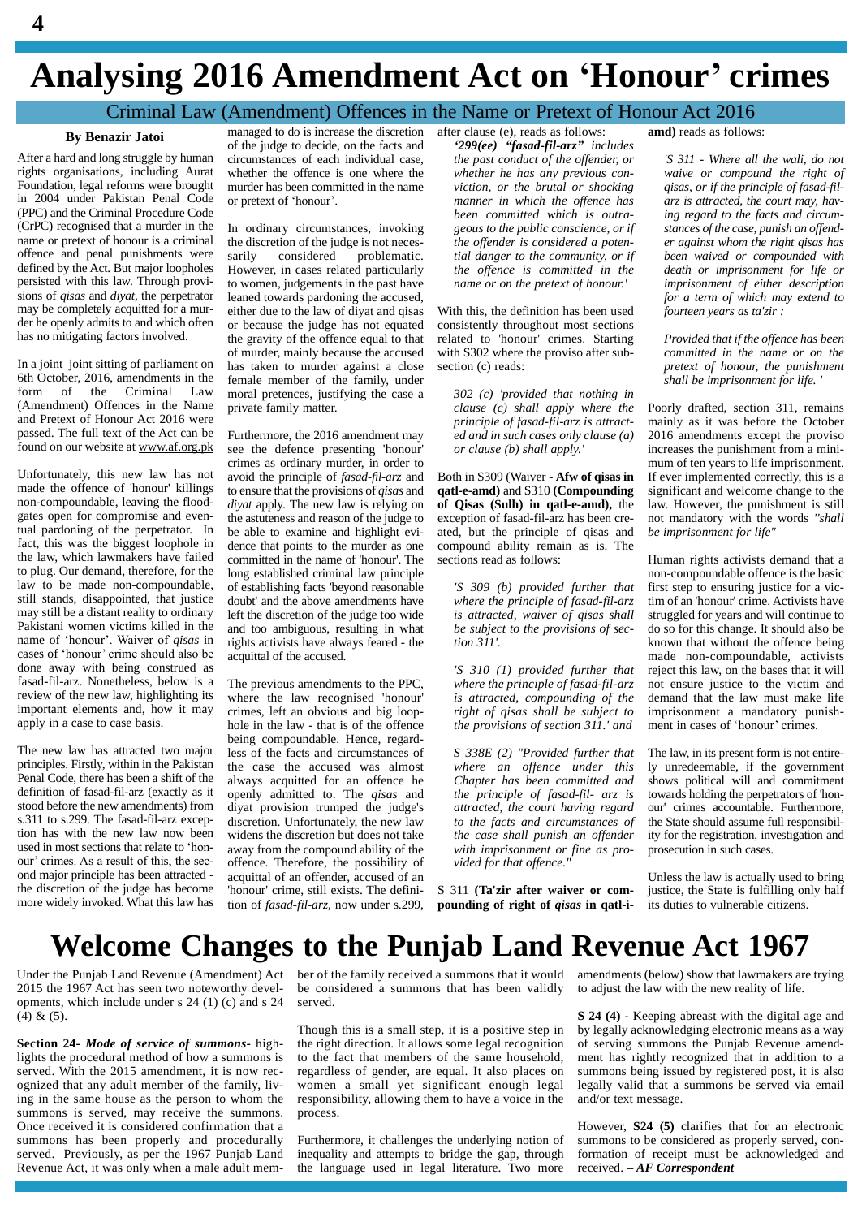# Analysing 2016 Amendment Act on 'Honour' crimes

## Criminal Law (Amendment) Offences in the Name or Pretext of Honour Act 2016

**By Benazir Jatoi**

After a hard and long struggle by human rights organisations, including Aurat Foundation, legal reforms were brought in 2004 under Pakistan Penal Code (PPC) and the Criminal Procedure Code (CrPC) recognised that a murder in the name or pretext of honour is a criminal offence and penal punishments were defined by the Act. But major loopholes persisted with this law. Through provisions of *qisas* and *diyat*, the perpetrator may be completely acquitted for a murder he openly admits to and which often has no mitigating factors involved.

In a joint joint sitting of parliament on 6th October, 2016, amendments in the form of the Criminal Law (Amendment) Offences in the Name and Pretext of Honour Act 2016 were passed. The full text of the Act can be found on our website at www.af.org.pk

Unfortunately, this new law has not made the offence of 'honour' killings non-compoundable, leaving the floodgates open for compromise and eventual pardoning of the perpetrator. In fact, this was the biggest loophole in the law, which lawmakers have failed to plug. Our demand, therefore, for the law to be made non-compoundable, still stands, disappointed, that justice may still be a distant reality to ordinary Pakistani women victims killed in the name of 'honour'. Waiver of *qisas* in cases of 'honour' crime should also be done away with being construed as fasad-fil-arz. Nonetheless, below is a review of the new law, highlighting its important elements and, how it may apply in a case to case basis.

The new law has attracted two major principles. Firstly, within in the Pakistan Penal Code, there has been a shift of the definition of fasad-fil-arz (exactly as it stood before the new amendments) from s.311 to s.299. The fasad-fil-arz exception has with the new law now been used in most sections that relate to 'honour' crimes. As a result of this, the second major principle has been attracted - the discretion of the judge has become more widely invoked. What this law has managed to do is increase the discretion of the judge to decide, on the facts and circumstances of each individual case, whether the offence is one where the murder has been committed in the name or pretext of 'honour'.

In ordinary circumstances, invoking the discretion of the judge is not necessarily considered problematic. However, in cases related particularly to women, judgements in the past have leaned towards pardoning the accused, either due to the law of diyat and qisas or because the judge has not equated the gravity of the offence equal to that of murder, mainly because the accused has taken to murder against a close female member of the family, under moral pretences, justifying the case a private family matter.

Furthermore, the 2016 amendment may see the defence presenting 'honour' crimes as ordinary murder, in order to avoid the principle of *fasad-fil-arz* and to ensure that the provisions of *qisas* and *diyat* apply. The new law is relying on the astuteness and reason of the judge to be able to examine and highlight evidence that points to the murder as one committed in the name of 'honour'. The long established criminal law principle of establishing facts 'beyond reasonable doubt' and the above amendments have left the discretion of the judge too wide and too ambiguous, resulting in what rights activists have always feared - the acquittal of the accused.

The previous amendments to the PPC, where the law recognised 'honour' crimes, left an obvious and big loophole in the law - that is of the offence being compoundable. Hence, regardless of the facts and circumstances of the case the accused was almost always acquitted for an offence he openly admitted to. The *qisas* and diyat provision trumped the judge's discretion. Unfortunately, the new law widens the discretion but does not take away from the compound ability of the offence. Therefore, the possibility of acquittal of an offender, accused of an 'honour' crime, still exists. The definition of *fasad-fil-arz*, now under s.299, after clause (e), reads as follows:

> ***'299(ee) "fasad-fil-arz"*** *includes the past conduct of the offender, or whether he has any previous conviction, or the brutal or shocking manner in which the offence has been committed which is outrageous to the public conscience, or if the offender is considered a potential danger to the community, or if the offence is committed in the name or on the pretext of honour.'*

With this, the definition has been used consistently throughout most sections related to 'honour' crimes. Starting with S302 where the proviso after sub-section (c) reads:

> *302 (c) 'provided that nothing in clause (c) shall apply where the principle of fasad-fil-arz is attracted and in such cases only clause (a) or clause (b) shall apply.'*

Both in S309 (Waiver **- Afw of qisas in qatl-e-amd)** and S310 **(Compounding of Qisas (Sulh) in qatl-e-amd),** the exception of fasad-fil-arz has been created, but the principle of qisas and compound ability remain as is. The sections read as follows:

> *'S 309 (b) provided further that where the principle of fasad-fil-arz is attracted, waiver of qisas shall be subject to the provisions of section 311'.*
>
> *'S 310 (1) provided further that where the principle of fasad-fil-arz is attracted, compounding of the right of qisas shall be subject to the provisions of section 311.' and*
>
> *S 338E (2) "Provided further that where an offence under this Chapter has been committed and the principle of fasad-fil- arz is attracted, the court having regard to the facts and circumstances of the case shall punish an offender with imprisonment or fine as provided for that offence."*

S 311 **(Ta'zir after waiver or compounding of right of *qisas* in qatl-i-amd)** reads as follows:

> *'S 311 - Where all the wali, do not waive or compound the right of qisas, or if the principle of fasad-fil-arz is attracted, the court may, having regard to the facts and circumstances of the case, punish an offender against whom the right qisas has been waived or compounded with death or imprisonment for life or imprisonment of either description for a term of which may extend to fourteen years as ta'zir :*
>
> *Provided that if the offence has been committed in the name or on the pretext of honour, the punishment shall be imprisonment for life. '*

Poorly drafted, section 311, remains mainly as it was before the October 2016 amendments except the proviso increases the punishment from a minimum of ten years to life imprisonment. If ever implemented correctly, this is a significant and welcome change to the law. However, the punishment is still not mandatory with the words *"shall be imprisonment for life"*

Human rights activists demand that a non-compoundable offence is the basic first step to ensuring justice for a victim of an 'honour' crime. Activists have struggled for years and will continue to do so for this change. It should also be known that without the offence being made non-compoundable, activists reject this law, on the bases that it will not ensure justice to the victim and demand that the law must make life imprisonment a mandatory punishment in cases of 'honour' crimes.

The law, in its present form is not entirely unredeemable, if the government shows political will and commitment towards holding the perpetrators of 'honour' crimes accountable. Furthermore, the State should assume full responsibility for the registration, investigation and prosecution in such cases.

Unless the law is actually used to bring justice, the State is fulfilling only half its duties to vulnerable citizens.

# Welcome Changes to the Punjab Land Revenue Act 1967

Under the Punjab Land Revenue (Amendment) Act 2015 the 1967 Act has seen two noteworthy developments, which include under s 24 (1) (c) and s 24 (4) & (5).

**Section 24-** ***Mode of service of summons***- highlights the procedural method of how a summons is served. With the 2015 amendment, it is now recognized that any adult member of the family, living in the same house as the person to whom the summons is served, may receive the summons. Once received it is considered confirmation that a summons has been properly and procedurally served. Previously, as per the 1967 Punjab Land Revenue Act, it was only when a male adult member of the family received a summons that it would be considered a summons that has been validly served.

Though this is a small step, it is a positive step in the right direction. It allows some legal recognition to the fact that members of the same household, regardless of gender, are equal. It also places on women a small yet significant enough legal responsibility, allowing them to have a voice in the process.

Furthermore, it challenges the underlying notion of inequality and attempts to bridge the gap, through the language used in legal literature. Two more amendments (below) show that lawmakers are trying to adjust the law with the new reality of life.

**S 24 (4) -** Keeping abreast with the digital age and by legally acknowledging electronic means as a way of serving summons the Punjab Revenue amendment has rightly recognized that in addition to a summons being issued by registered post, it is also legally valid that a summons be served via email and/or text message.

However, **S24 (5)** clarifies that for an electronic summons to be considered as properly served, confirmation of receipt must be acknowledged and received. **– *AF Correspondent***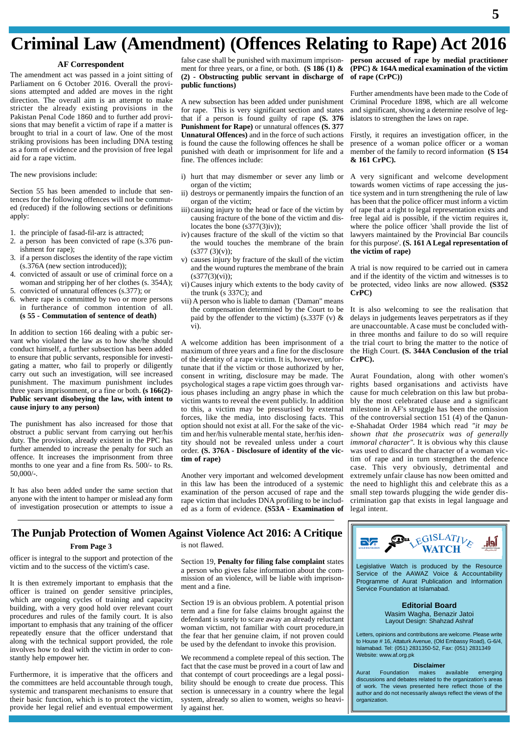# Criminal Law (Amendment) (Offences Relating to Rape) Act 2016

**AF Correspondent**

The amendment act was passed in a joint sitting of Parliament on 6 October 2016. Overall the provisions attempted and added are moves in the right direction. The overall aim is an attempt to make stricter the already existing provisions in the Pakistan Penal Code 1860 and to further add provisions that may benefit a victim of rape if a matter is brought to trial in a court of law. One of the most striking provisions has been including DNA testing as a form of evidence and the provision of free legal aid for a rape victim.

The new provisions include:

Section 55 has been amended to include that sentences for the following offences will not be commuted (reduced) if the following sections or definitions apply:

1. the principle of fasad-fil-arz is attracted;
2. a person has been convicted of rape (s.376 punishment for rape);
3. if a person discloses the identity of the rape victim (s.376A (new section introduced));
4. convicted of assault or use of criminal force on a woman and stripping her of her clothes (s. 354A);
5. convicted of unnatural offences (s.377); or
6. where rape is committed by two or more persons in furtherance of common intention of all. **(s 55 - Commutation of sentence of death)**

In addition to section 166 dealing with a pubic servant who violated the law as to how she/he should conduct himself, a further subsection has been added to ensure that public servants, responsible for investigating a matter, who fail to properly or diligently carry out such an investigation, will see increased punishment. The maximum punishment includes three years imprisonment, or a fine or both. **(s 166(2)- Public servant disobeying the law, with intent to cause injury to any person)**

The punishment has also increased for those that obstruct a public servant from carrying out her/his duty. The provision, already existent in the PPC has further amended to increase the penalty for such an offence. It increases the imprisonment from three months to one year and a fine from Rs. 500/- to Rs. 50,000/-.

It has also been added under the same section that anyone with the intent to hamper or mislead any form of investigation prosecution or attempts to issue a false case shall be punished with maximum imprisonment for three years, or a fine, or both. **(S 186 (1) & (2) - Obstructing public servant in discharge of public functions)**

A new subsection has been added under punishment for rape. This is very significant section and states that if a person is found guilty of rape **(S. 376 Punishment for Rape)** or unnatural offences **(S. 377 Unnatural Offences)** and in the force of such actions is found the cause the following offences he shall be punished with death or imprisonment for life and a fine. The offences include:

i) hurt that may dismember or sever any limb or organ of the victim;
ii) destroys or permanently impairs the function of an organ of the victim;
iii) causing injury to the head or face of the victim by causing fracture of the bone of the victim and dislocates the bone (s377(3)iv));
iv) causes fracture of the skull of the victim so that the would touches the membrane of the brain (s377 (3)(v));
v) causes injury by fracture of the skull of the victim and the wound ruptures the membrane of the brain (s377(3)(vi));
vi) Causes injury which extents to the body cavity of the trunk (s 337C); and
vii) A person who is liable to daman ('Daman" means the compensation determined by the Court to be paid by the offender to the victim) (s.337F (v) & vi).

A welcome addition has been imprisonment of a maximum of three years and a fine for the disclosure of the identity of a rape victim. It is, however, unfortunate that if the victim or those authorized by her, consent in writing, disclosure may be made. The psychological stages a rape victim goes through various phases including an angry phase in which the victim wants to reveal the event publicly. In addition to this, a victim may be pressurised by external forces, like the media, into disclosing facts. This option should not exist at all. For the sake of the victim and her/his vulnerable mental state, her/his identity should not be revealed unless under a court order. **(S. 376A - Disclosure of identity of the victim of rape)**

Another very important and welcomed development in this law has been the introduced of a systemic examination of the person accused of rape and the rape victim that includes DNA profiling to be included as a form of evidence. **(S53A - Examination of person accused of rape by medial practitioner (PPC) & 164A medical examination of the victim of rape (CrPC))**

Further amendments have been made to the Code of Criminal Procedure 1898, which are all welcome and significant, showing a determine resolve of legislators to strengthen the laws on rape.

Firstly, it requires an investigation officer, in the presence of a woman police officer or a woman member of the family to record information **(S 154 & 161 CrPC).**

A very significant and welcome development towards women victims of rape accessing the justice system and in turn strengthening the rule of law has been that the police officer must inform a victim of rape that a right to legal representation exists and free legal aid is possible, if the victim requires it, where the police officer 'shall provide the list of lawyers maintained by the Provincial Bar councils for this purpose'. **(S. 161 A Legal representation of the victim of rape)**

A trial is now required to be carried out in camera and if the identity of the victim and witnesses is to be protected, video links are now allowed. **(S352 CrPC)**

It is also welcoming to see the realisation that delays in judgements leaves perpetrators as if they are unaccountable. A case must be concluded within three months and failure to do so will require the trial court to bring the matter to the notice of the High Court. **(S. 344A Conclusion of the trial CrPC).**

Aurat Foundation, along with other women's rights based organisations and activists have cause for much celebration on this law but probably the most celebrated clause and a significant milestone in AF's struggle has been the omission of the controversial section 151 (4) of the Qanun-e-Shahadat Order 1984 which read *"it may be shown that the prosecutrix was of generally immoral character".* It is obvious why this clause was used to discard the character of a woman victim of rape and in turn strengthen the defence case. This very obviously, detrimental and extremely unfair clause has now been omitted and the need to highlight this and celebrate this as a small step towards plugging the wide gender discrimination gap that exists in legal language and legal intent.

## The Punjab Protection of Women Against Violence Act 2016: A Critique

**From Page 3**

officer is integral to the support and protection of the victim and to the success of the victim's case.

It is then extremely important to emphasis that the officer is trained on gender sensitive principles, which are ongoing cycles of training and capacity building, with a very good hold over relevant court procedures and rules of the family court. It is also important to emphasis that any training of the officer repeatedly ensure that the officer understand that along with the technical support provided, the role involves how to deal with the victim in order to constantly help empower her.

Furthermore, it is imperative that the officers and the committees are held accountable through tough, systemic and transparent mechanisms to ensure that their basic function, which is to protect the victim, provide her legal relief and eventual empowerment is not flawed.

Section 19, **Penalty for filing false complaint** states a person who gives false information about the commission of an violence, will be liable with imprisonment and a fine.

Section 19 is an obvious problem. A potential prison term and a fine for false claims brought against the defendant is surely to scare away an already reluctant woman victim, not familiar with court procedure,in the fear that her genuine claim, if not proven could be used by the defendant to invoke this provision.

We recommend a complete repeal of this section. The fact that the case must be proved in a court of law and that contempt of court proceedings are a legal possibility should be enough to create due process. This section is unnecessary in a country where the legal system, already so alien to women, weighs so heavily against her.

---

**LEGISLATIVE WATCH**

Legislative Watch is produced by the Resource Service of the AAWAZ Voice & Accountability Programme of Aurat Publication and Information Service Foundation at Islamabad.

**Editorial Board**

Wasim Wagha, Benazir Jatoi
Layout Design: Shahzad Ashraf

Letters, opinions and contributions are welcome. Please write to House # 16, Attaturk Avenue, (Old Embassy Road), G-6/4, Islamabad. Tel: (051) 2831350-52, Fax: (051) 2831349
Website: www.af.org.pk

**Disclaimer**

Aurat Foundation makes available emerging discussions and debates related to the organization's areas of work. The views presented here reflect those of the author and do not necessarily always reflect the views of the organization.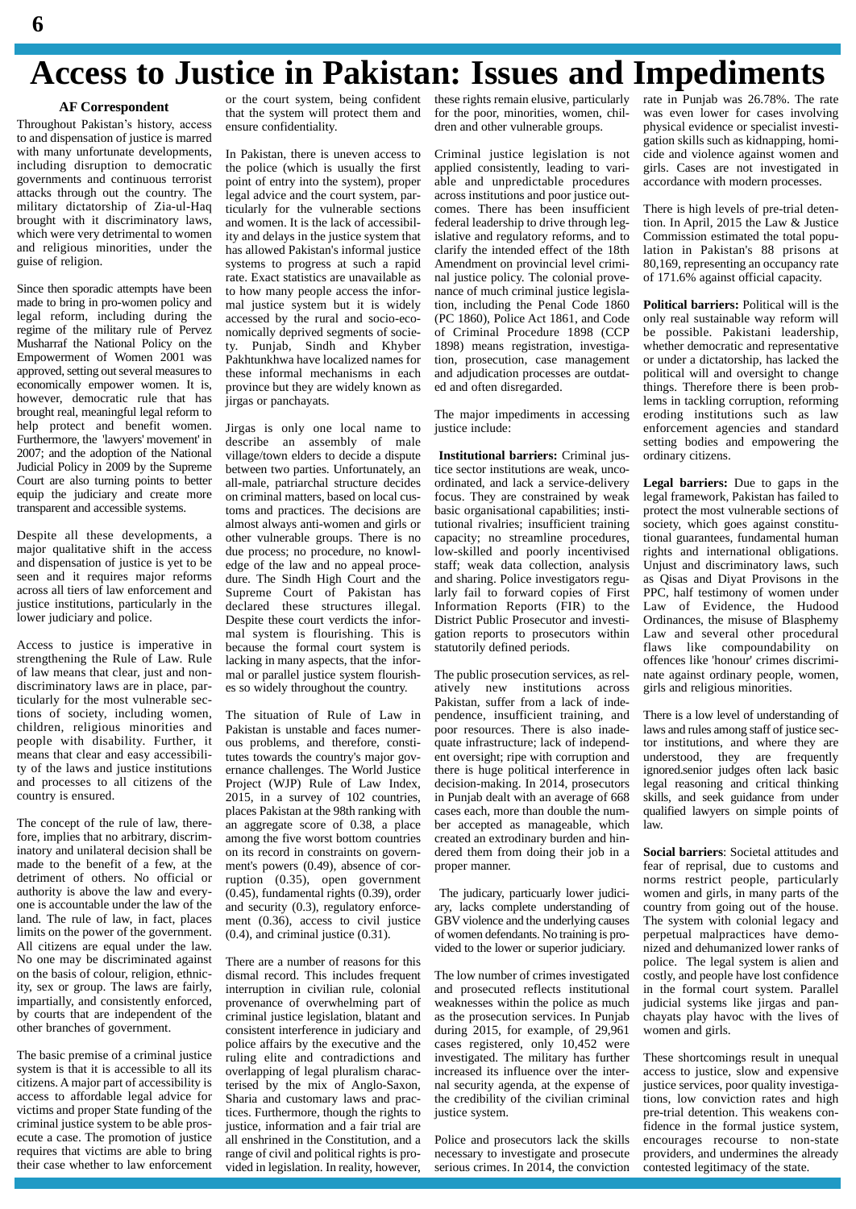# Access to Justice in Pakistan: Issues and Impediments

**AF Correspondent**

Throughout Pakistan's history, access to and dispensation of justice is marred with many unfortunate developments, including disruption to democratic governments and continuous terrorist attacks through out the country. The military dictatorship of Zia-ul-Haq brought with it discriminatory laws, which were very detrimental to women and religious minorities, under the guise of religion.

Since then sporadic attempts have been made to bring in pro-women policy and legal reform, including during the regime of the military rule of Pervez Musharraf the National Policy on the Empowerment of Women 2001 was approved, setting out several measures to economically empower women. It is, however, democratic rule that has brought real, meaningful legal reform to help protect and benefit women. Furthermore, the 'lawyers' movement' in 2007; and the adoption of the National Judicial Policy in 2009 by the Supreme Court are also turning points to better equip the judiciary and create more transparent and accessible systems.

Despite all these developments, a major qualitative shift in the access and dispensation of justice is yet to be seen and it requires major reforms across all tiers of law enforcement and justice institutions, particularly in the lower judiciary and police.

Access to justice is imperative in strengthening the Rule of Law. Rule of law means that clear, just and non-discriminatory laws are in place, particularly for the most vulnerable sections of society, including women, children, religious minorities and people with disability. Further, it means that clear and easy accessibility of the laws and justice institutions and processes to all citizens of the country is ensured.

The concept of the rule of law, therefore, implies that no arbitrary, discriminatory and unilateral decision shall be made to the benefit of a few, at the detriment of others. No official or authority is above the law and everyone is accountable under the law of the land. The rule of law, in fact, places limits on the power of the government. All citizens are equal under the law. No one may be discriminated against on the basis of colour, religion, ethnicity, sex or group. The laws are fairly, impartially, and consistently enforced, by courts that are independent of the other branches of government.

The basic premise of a criminal justice system is that it is accessible to all its citizens. A major part of accessibility is access to affordable legal advice for victims and proper State funding of the criminal justice system to be able prosecute a case. The promotion of justice requires that victims are able to bring their case whether to law enforcement or the court system, being confident that the system will protect them and ensure confidentiality.

In Pakistan, there is uneven access to the police (which is usually the first point of entry into the system), proper legal advice and the court system, particularly for the vulnerable sections and women. It is the lack of accessibility and delays in the justice system that has allowed Pakistan's informal justice systems to progress at such a rapid rate. Exact statistics are unavailable as to how many people access the informal justice system but it is widely accessed by the rural and socio-economically deprived segments of society. Punjab, Sindh and Khyber Pakhtunkhwa have localized names for these informal mechanisms in each province but they are widely known as jirgas or panchayats.

Jirgas is only one local name to describe an assembly of male village/town elders to decide a dispute between two parties. Unfortunately, an all-male, patriarchal structure decides on criminal matters, based on local customs and practices. The decisions are almost always anti-women and girls or other vulnerable groups. There is no due process; no procedure, no knowledge of the law and no appeal procedure. The Sindh High Court and the Supreme Court of Pakistan has declared these structures illegal. Despite these court verdicts the informal system is flourishing. This is because the formal court system is lacking in many aspects, that the informal or parallel justice system flourishes so widely throughout the country.

The situation of Rule of Law in Pakistan is unstable and faces numerous problems, and therefore, constitutes towards the country's major governance challenges. The World Justice Project (WJP) Rule of Law Index, 2015, in a survey of 102 countries, places Pakistan at the 98th ranking with an aggregate score of 0.38, a place among the five worst bottom countries on its record in constraints on government's powers (0.49), absence of corruption (0.35), open government (0.45), fundamental rights (0.39), order and security (0.3), regulatory enforcement (0.36), access to civil justice (0.4), and criminal justice (0.31).

There are a number of reasons for this dismal record. This includes frequent interruption in civilian rule, colonial provenance of overwhelming part of criminal justice legislation, blatant and consistent interference in judiciary and police affairs by the executive and the ruling elite and contradictions and overlapping of legal pluralism characterised by the mix of Anglo-Saxon, Sharia and customary laws and practices. Furthermore, though the rights to justice, information and a fair trial are all enshrined in the Constitution, and a range of civil and political rights is provided in legislation. In reality, however, these rights remain elusive, particularly for the poor, minorities, women, children and other vulnerable groups.

Criminal justice legislation is not applied consistently, leading to variable and unpredictable procedures across institutions and poor justice outcomes. There has been insufficient federal leadership to drive through legislative and regulatory reforms, and to clarify the intended effect of the 18th Amendment on provincial level criminal justice policy. The colonial provenance of much criminal justice legislation, including the Penal Code 1860 (PC 1860), Police Act 1861, and Code of Criminal Procedure 1898 (CCP 1898) means registration, investigation, prosecution, case management and adjudication processes are outdated and often disregarded.

The major impediments in accessing justice include:

**Institutional barriers:** Criminal justice sector institutions are weak, uncoordinated, and lack a service-delivery focus. They are constrained by weak basic organisational capabilities; institutional rivalries; insufficient training capacity; no streamline procedures, low-skilled and poorly incentivised staff; weak data collection, analysis and sharing. Police investigators regularly fail to forward copies of First Information Reports (FIR) to the District Public Prosecutor and investigation reports to prosecutors within statutorily defined periods.

The public prosecution services, as relatively new institutions across Pakistan, suffer from a lack of independence, insufficient training, and poor resources. There is also inadequate infrastructure; lack of independent oversight; ripe with corruption and there is huge political interference in decision-making. In 2014, prosecutors in Punjab dealt with an average of 668 cases each, more than double the number accepted as manageable, which created an extrodinary burden and hindered them from doing their job in a proper manner.

The judicary, particularly lower judiciary, lacks complete understanding of GBV violence and the underlying causes of women defendants. No training is provided to the lower or superior judiciary.

The low number of crimes investigated and prosecuted reflects institutional weaknesses within the police as much as the prosecution services. In Punjab during 2015, for example, of 29,961 cases registered, only 10,452 were investigated. The military has further increased its influence over the internal security agenda, at the expense of the credibility of the civilian criminal justice system.

Police and prosecutors lack the skills necessary to investigate and prosecute serious crimes. In 2014, the conviction rate in Punjab was 26.78%. The rate was even lower for cases involving physical evidence or specialist investigation skills such as kidnapping, homicide and violence against women and girls. Cases are not investigated in accordance with modern processes.

There is high levels of pre-trial detention. In April, 2015 the Law & Justice Commission estimated the total population in Pakistan's 88 prisons at 80,169, representing an occupancy rate of 171.6% against official capacity.

**Political barriers:** Political will is the only real sustainable way reform will be possible. Pakistani leadership, whether democratic and representative or under a dictatorship, has lacked the political will and oversight to change things. Therefore there is been problems in tackling corruption, reforming eroding institutions such as law enforcement agencies and standard setting bodies and empowering the ordinary citizens.

**Legal barriers:** Due to gaps in the legal framework, Pakistan has failed to protect the most vulnerable sections of society, which goes against constitutional guarantees, fundamental human rights and international obligations. Unjust and discriminatory laws, such as Qisas and Diyat Provisons in the PPC, half testimony of women under Law of Evidence, the Hudood Ordinances, the misuse of Blasphemy Law and several other procedural flaws like compoundability on offences like 'honour' crimes discriminate against ordinary people, women, girls and religious minorities.

There is a low level of understanding of laws and rules among staff of justice sector institutions, and where they are understood, they are frequently ignored.senior judges often lack basic legal reasoning and critical thinking skills, and seek guidance from under qualified lawyers on simple points of law.

**Social barriers**: Societal attitudes and fear of reprisal, due to customs and norms restrict people, particularly women and girls, in many parts of the country from going out of the house. The system with colonial legacy and perpetual malpractices have demonized and dehumanized lower ranks of police. The legal system is alien and costly, and people have lost confidence in the formal court system. Parallel judicial systems like jirgas and panchayats play havoc with the lives of women and girls.

These shortcomings result in unequal access to justice, slow and expensive justice services, poor quality investigations, low conviction rates and high pre-trial detention. This weakens confidence in the formal justice system, encourages recourse to non-state providers, and undermines the already contested legitimacy of the state.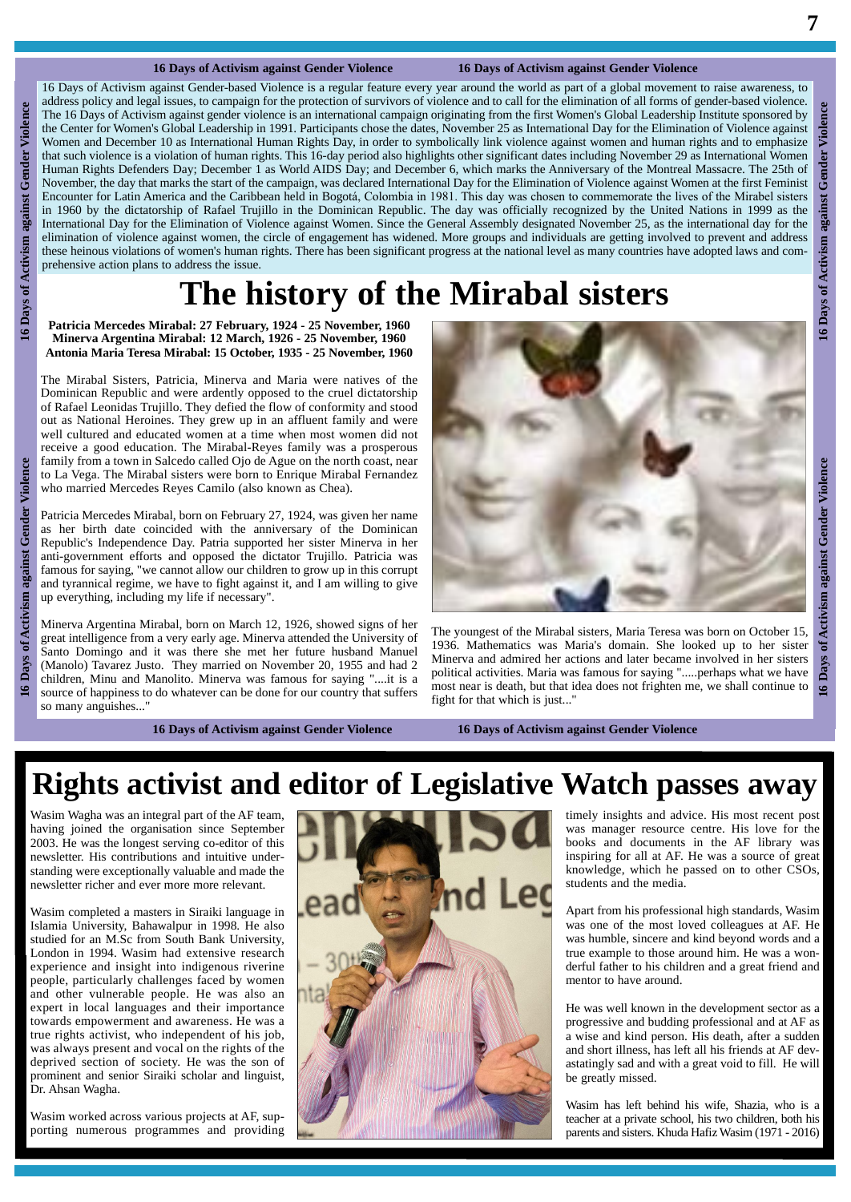16 Days of Activism against Gender-based Violence is a regular feature every year around the world as part of a global movement to raise awareness, to address policy and legal issues, to campaign for the protection of survivors of violence and to call for the elimination of all forms of gender-based violence. The 16 Days of Activism against gender violence is an international campaign originating from the first Women's Global Leadership Institute sponsored by the Center for Women's Global Leadership in 1991. Participants chose the dates, November 25 as International Day for the Elimination of Violence against Women and December 10 as International Human Rights Day, in order to symbolically link violence against women and human rights and to emphasize that such violence is a violation of human rights. This 16-day period also highlights other significant dates including November 29 as International Women Human Rights Defenders Day; December 1 as World AIDS Day; and December 6, which marks the Anniversary of the Montreal Massacre. The 25th of November, the day that marks the start of the campaign, was declared International Day for the Elimination of Violence against Women at the first Feminist Encounter for Latin America and the Caribbean held in Bogotá, Colombia in 1981. This day was chosen to commemorate the lives of the Mirabel sisters in 1960 by the dictatorship of Rafael Trujillo in the Dominican Republic. The day was officially recognized by the United Nations in 1999 as the International Day for the Elimination of Violence against Women. Since the General Assembly designated November 25, as the international day for the elimination of violence against women, the circle of engagement has widened. More groups and individuals are getting involved to prevent and address these heinous violations of women's human rights. There has been significant progress at the national level as many countries have adopted laws and comprehensive action plans to address the issue.

# The history of the Mirabal sisters

**Patricia Mercedes Mirabal: 27 February, 1924 - 25 November, 1960**
**Minerva Argentina Mirabal: 12 March, 1926 - 25 November, 1960**
**Antonia Maria Teresa Mirabal: 15 October, 1935 - 25 November, 1960**

The Mirabal Sisters, Patricia, Minerva and Maria were natives of the Dominican Republic and were ardently opposed to the cruel dictatorship of Rafael Leonidas Trujillo. They defied the flow of conformity and stood out as National Heroines. They grew up in an affluent family and were well cultured and educated women at a time when most women did not receive a good education. The Mirabal-Reyes family was a prosperous family from a town in Salcedo called Ojo de Ague on the north coast, near to La Vega. The Mirabal sisters were born to Enrique Mirabal Fernandez who married Mercedes Reyes Camilo (also known as Chea).

Patricia Mercedes Mirabal, born on February 27, 1924, was given her name as her birth date coincided with the anniversary of the Dominican Republic's Independence Day. Patria supported her sister Minerva in her anti-government efforts and opposed the dictator Trujillo. Patricia was famous for saying, "we cannot allow our children to grow up in this corrupt and tyrannical regime, we have to fight against it, and I am willing to give up everything, including my life if necessary".

Minerva Argentina Mirabal, born on March 12, 1926, showed signs of her great intelligence from a very early age. Minerva attended the University of Santo Domingo and it was there she met her future husband Manuel (Manolo) Tavarez Justo. They married on November 20, 1955 and had 2 children, Minu and Manolito. Minerva was famous for saying "....it is a source of happiness to do whatever can be done for our country that suffers so many anguishes..."

The youngest of the Mirabal sisters, Maria Teresa was born on October 15, 1936. Mathematics was Maria's domain. She looked up to her sister Minerva and admired her actions and later became involved in her sisters political activities. Maria was famous for saying ".....perhaps what we have most near is death, but that idea does not frighten me, we shall continue to fight for that which is just..."

# Rights activist and editor of Legislative Watch passes away

Wasim Wagha was an integral part of the AF team, having joined the organisation since September 2003. He was the longest serving co-editor of this newsletter. His contributions and intuitive understanding were exceptionally valuable and made the newsletter richer and ever more more relevant.

Wasim completed a masters in Siraiki language in Islamia University, Bahawalpur in 1998. He also studied for an M.Sc from South Bank University, London in 1994. Wasim had extensive research experience and insight into indigenous riverine people, particularly challenges faced by women and other vulnerable people. He was also an expert in local languages and their importance towards empowerment and awareness. He was a true rights activist, who independent of his job, was always present and vocal on the rights of the deprived section of society. He was the son of prominent and senior Siraiki scholar and linguist, Dr. Ahsan Wagha.

Wasim worked across various projects at AF, supporting numerous programmes and providing timely insights and advice. His most recent post was manager resource centre. His love for the books and documents in the AF library was inspiring for all at AF. He was a source of great knowledge, which he passed on to other CSOs, students and the media.

Apart from his professional high standards, Wasim was one of the most loved colleagues at AF. He was humble, sincere and kind beyond words and a true example to those around him. He was a wonderful father to his children and a great friend and mentor to have around.

He was well known in the development sector as a progressive and budding professional and at AF as a wise and kind person. His death, after a sudden and short illness, has left all his friends at AF devastatingly sad and with a great void to fill. He will be greatly missed.

Wasim has left behind his wife, Shazia, who is a teacher at a private school, his two children, both his parents and sisters. Khuda Hafiz Wasim (1971 - 2016)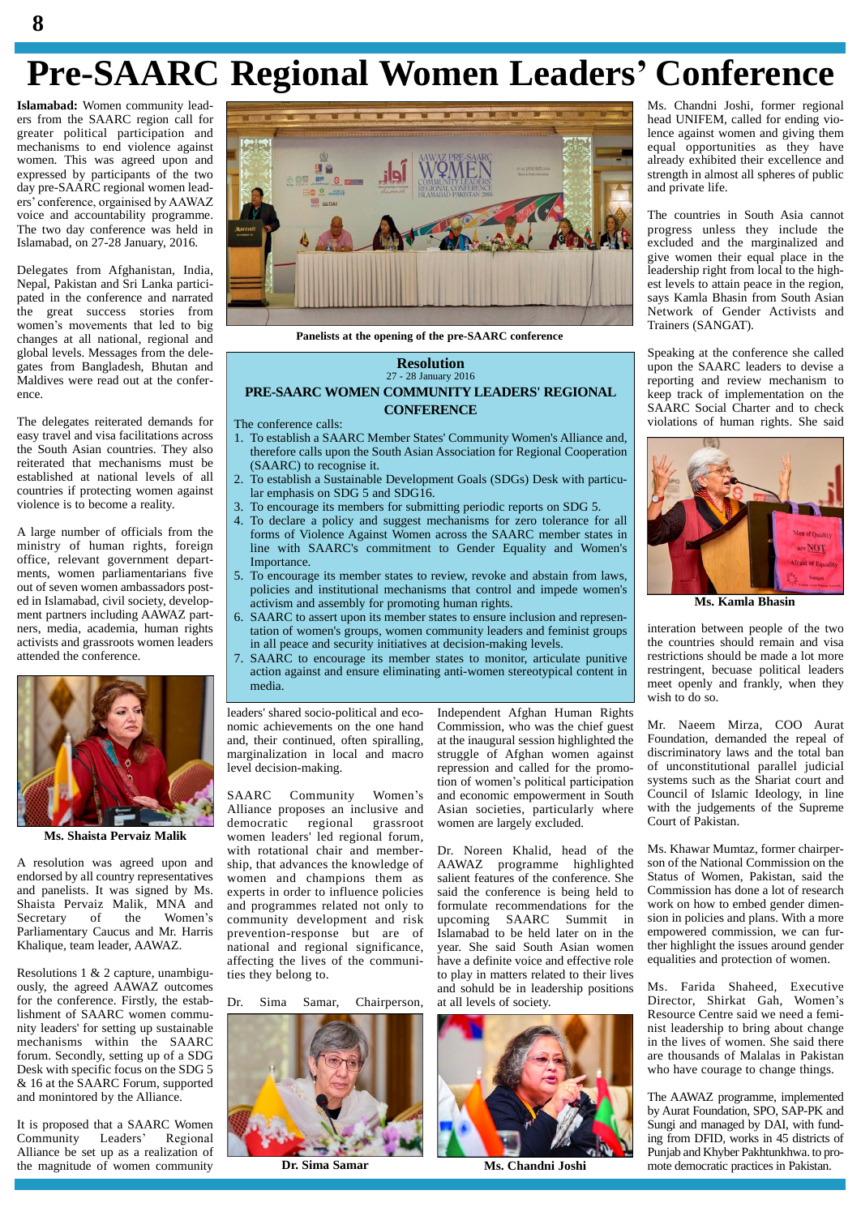# Pre-SAARC Regional Women Leaders' Conference

**Islamabad:** Women community leaders from the SAARC region call for greater political participation and mechanisms to end violence against women. This was agreed upon and expressed by participants of the two day pre-SAARC regional women leaders' conference, orgainised by AAWAZ voice and accountability programme. The two day conference was held in Islamabad, on 27-28 January, 2016.

Delegates from Afghanistan, India, Nepal, Pakistan and Sri Lanka participated in the conference and narrated the great success stories from women's movements that led to big changes at all national, regional and global levels. Messages from the delegates from Bangladesh, Bhutan and Maldives were read out at the conference.

The delegates reiterated demands for easy travel and visa facilitations across the South Asian countries. They also reiterated that mechanisms must be established at national levels of all countries if protecting women against violence is to become a reality.

A large number of officials from the ministry of human rights, foreign office, relevant government departments, women parliamentarians five out of seven women ambassadors posted in Islamabad, civil society, development partners including AAWAZ partners, media, academia, human rights activists and grassroots women leaders attended the conference.

Ms. Shaista Pervaiz Malik

A resolution was agreed upon and endorsed by all country representatives and panelists. It was signed by Ms. Shaista Pervaiz Malik, MNA and Secretary of the Women's Parliamentary Caucus and Mr. Harris Khalique, team leader, AAWAZ.

Resolutions 1 & 2 capture, unambiguously, the agreed AAWAZ outcomes for the conference. Firstly, the establishment of SAARC women community leaders' for setting up sustainable mechanisms within the SAARC forum. Secondly, setting up of a SDG Desk with specific focus on the SDG 5 & 16 at the SAARC Forum, supported and monintored by the Alliance.

It is proposed that a SAARC Women Community Leaders' Regional Alliance be set up as a realization of the magnitude of women community leaders' shared socio-political and economic achievements on the one hand and, their continued, often spiralling, marginalization in local and macro level decision-making.

SAARC Community Women's Alliance proposes an inclusive and democratic regional grassroot women leaders' led regional forum, with rotational chair and membership, that advances the knowledge of women and champions them as experts in order to influence policies and programmes related not only to community development and risk prevention-response but are of national and regional significance, affecting the lives of the communities they belong to.

Panelists at the opening of the pre-SAARC conference

**Resolution**
27 - 28 January 2016

**PRE-SAARC WOMEN COMMUNITY LEADERS' REGIONAL CONFERENCE**

The conference calls:

1. To establish a SAARC Member States' Community Women's Alliance and, therefore calls upon the South Asian Association for Regional Cooperation (SAARC) to recognise it.
2. To establish a Sustainable Development Goals (SDGs) Desk with particular emphasis on SDG 5 and SDG16.
3. To encourage its members for submitting periodic reports on SDG 5.
4. To declare a policy and suggest mechanisms for zero tolerance for all forms of Violence Against Women across the SAARC member states in line with SAARC's commitment to Gender Equality and Women's Importance.
5. To encourage its member states to review, revoke and abstain from laws, policies and institutional mechanisms that control and impede women's activism and assembly for promoting human rights.
6. SAARC to assert upon its member states to ensure inclusion and representation of women's groups, women community leaders and feminist groups in all peace and security initiatives at decision-making levels.
7. SAARC to encourage its member states to monitor, articulate punitive action against and ensure eliminating anti-women stereotypical content in media.

Dr. Sima Samar, Chairperson, Independent Afghan Human Rights Commission, who was the chief guest at the inagural session highlighted the struggle of Afghan women against repression and called for the promotion of women's political participation and economic empowerment in South Asian societies, particularly where women are largely excluded.

Dr. Noreen Khalid, head of the AAWAZ programme highlighted salient features of the conference. She said the conference is being held to formulate recommendations for the upcoming SAARC Summit in Islamabad to be held later on in the year. She said South Asian women have a definite voice and effective role to play in matters related to their lives and sohuld be in leadership positions at all levels of society.

Dr. Sima Samar

Ms. Chandni Joshi

Ms. Chandni Joshi, former regional head UNIFEM, called for ending violence against women and giving them equal opportunities as they have already exhibited their excellence and strength in almost all spheres of public and private life.

The countries in South Asia cannot progress unless they include the excluded and the marginalized and give women their equal place in the leadership right from local to the highest levels to attain peace in the region, says Kamla Bhasin from South Asian Network of Gender Activists and Trainers (SANGAT).

Speaking at the conference she called upon the SAARC leaders to devise a reporting and review mechanism to keep track of implementation on the SAARC Social Charter and to check violations of human rights. She said

Ms. Kamla Bhasin

interation between people of the two the countries should remain and visa restrictions should be made a lot more restringent, becaues political leaders meet openly and frankly, when they wish to do so.

Mr. Naeem Mirza, COO Aurat Foundation, demanded the repeal of discriminatory laws and the total ban of unconstitutional parallel judicial systems such as the Shariat court and Council of Islamic Ideology, in line with the judgements of the Supreme Court of Pakistan.

Ms. Khawar Mumtaz, former chairperson of the National Commission on the Status of Women, Pakistan, said the Commission has done a lot of research work on how to embed gender dimension in policies and plans. With a more empowered commission, we can further highlight the issues around gender equalities and protection of women.

Ms. Farida Shaheed, Executive Director, Shirkat Gah, Women's Resource Centre said we need a feminist leadership to bring about change in the lives of women. She said there are thousands of Malalas in Pakistan who have courage to change things.

The AAWAZ programme, implemented by Aurat Foundation, SPO, SAP-PK and Sungi and managed by DAI, with funding from DFID, works in 45 districts of Punjab and Khyber Pakhtunkhwa. to promote democratic practices in Pakistan.